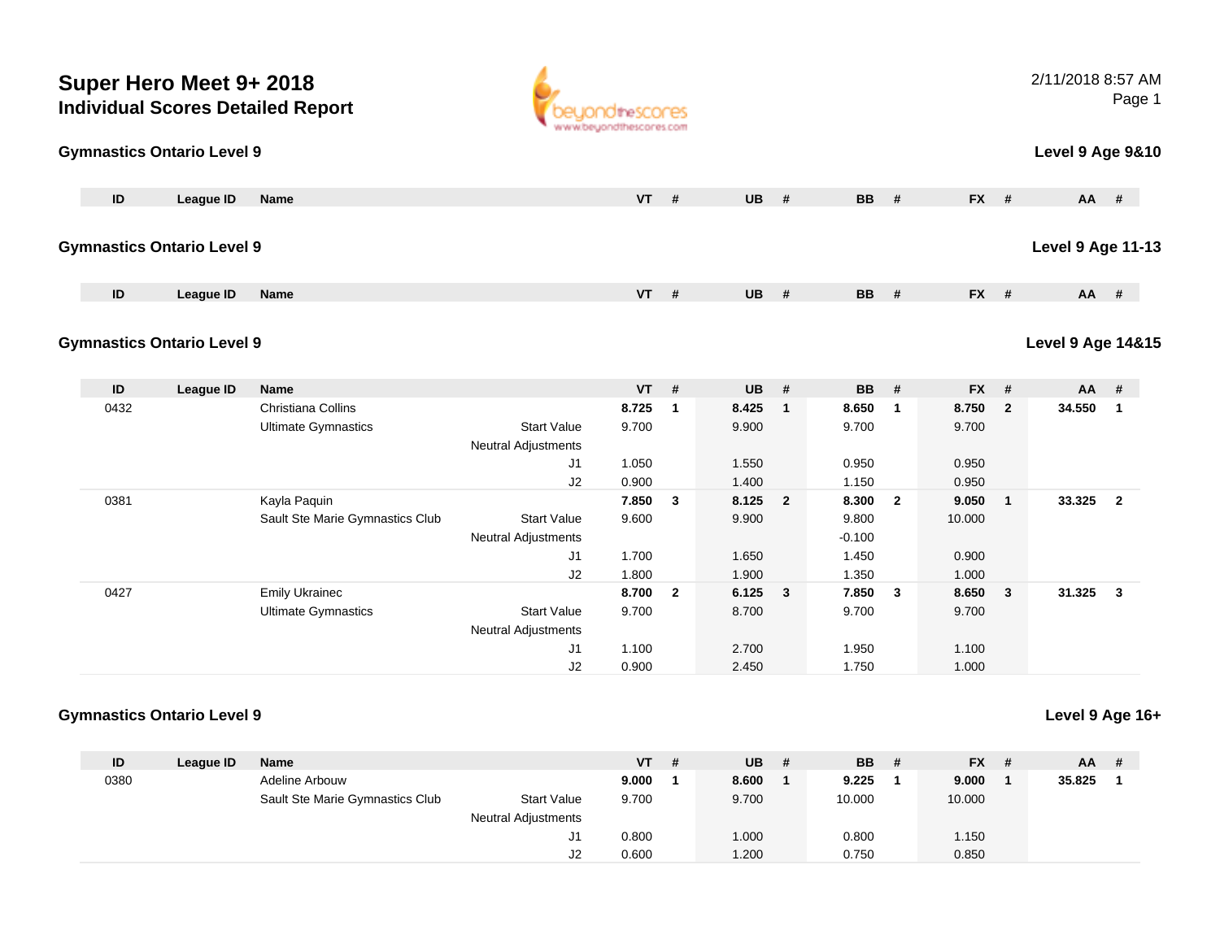# Super Hero Meet 9+ 2018

## Individual Scores Detailed Report

2/11/2018 8:57 AM

### Gymnastics Ontario Level 9 — Level 9 Age 9&10

| ID | League ID | Name | | VT | # | UB | # | BB | # | FX | # | AA | # |
|---|---|---|---|---|---|---|---|---|---|---|---|---|---|

### Gymnastics Ontario Level 9 — Level 9 Age 11-13

| ID | League ID | Name | | VT | # | UB | # | BB | # | FX | # | AA | # |
|---|---|---|---|---|---|---|---|---|---|---|---|---|---|

### Gymnastics Ontario Level 9 — Level 9 Age 14&15

| ID | League ID | Name | | VT | # | UB | # | BB | # | FX | # | AA | # |
|---|---|---|---|---|---|---|---|---|---|---|---|---|---|
| 0432 | | Christiana Collins | | **8.725** | **1** | **8.425** | **1** | **8.650** | **1** | **8.750** | **2** | **34.550** | **1** |
| | | Ultimate Gymnastics | Start Value | 9.700 | | 9.900 | | 9.700 | | 9.700 | | | |
| | | | Neutral Adjustments | | | | | | | | | | |
| | | | J1 | 1.050 | | 1.550 | | 0.950 | | 0.950 | | | |
| | | | J2 | 0.900 | | 1.400 | | 1.150 | | 0.950 | | | |
| 0381 | | Kayla Paquin | | **7.850** | **3** | **8.125** | **2** | **8.300** | **2** | **9.050** | **1** | **33.325** | **2** |
| | | Sault Ste Marie Gymnastics Club | Start Value | 9.600 | | 9.900 | | 9.800 | | 10.000 | | | |
| | | | Neutral Adjustments | | | | | -0.100 | | | | | |
| | | | J1 | 1.700 | | 1.650 | | 1.450 | | 0.900 | | | |
| | | | J2 | 1.800 | | 1.900 | | 1.350 | | 1.000 | | | |
| 0427 | | Emily Ukrainec | | **8.700** | **2** | **6.125** | **3** | **7.850** | **3** | **8.650** | **3** | **31.325** | **3** |
| | | Ultimate Gymnastics | Start Value | 9.700 | | 8.700 | | 9.700 | | 9.700 | | | |
| | | | Neutral Adjustments | | | | | | | | | | |
| | | | J1 | 1.100 | | 2.700 | | 1.950 | | 1.100 | | | |
| | | | J2 | 0.900 | | 2.450 | | 1.750 | | 1.000 | | | |

### Gymnastics Ontario Level 9 — Level 9 Age 16+

| ID | League ID | Name | | VT | # | UB | # | BB | # | FX | # | AA | # |
|---|---|---|---|---|---|---|---|---|---|---|---|---|---|
| 0380 | | Adeline Arbouw | | **9.000** | **1** | **8.600** | **1** | **9.225** | **1** | **9.000** | **1** | **35.825** | **1** |
| | | Sault Ste Marie Gymnastics Club | Start Value | 9.700 | | 9.700 | | 10.000 | | 10.000 | | | |
| | | | Neutral Adjustments | | | | | | | | | | |
| | | | J1 | 0.800 | | 1.000 | | 0.800 | | 1.150 | | | |
| | | | J2 | 0.600 | | 1.200 | | 0.750 | | 0.850 | | | |